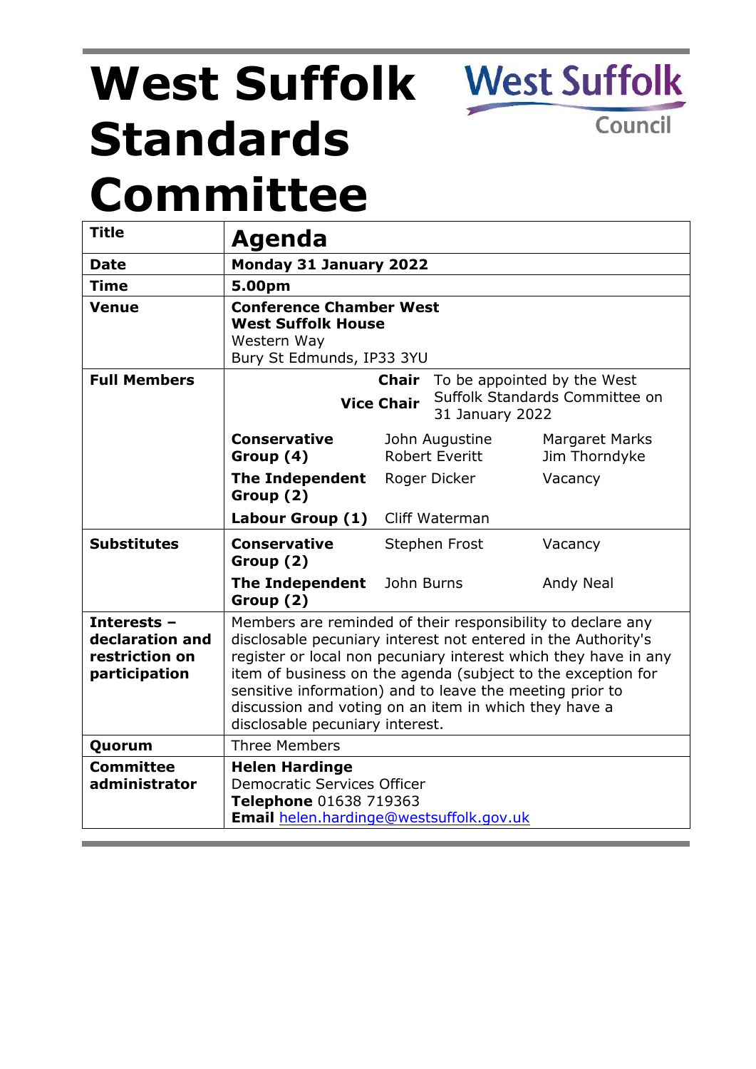# West Suffolk Standards Committee

West Suffolk Council

| Title | **Agenda** | | |
|---|---|---|---|
| **Date** | **Monday 31 January 2022** | | |
| **Time** | **5.00pm** | | |
| **Venue** | **Conference Chamber West**<br>**West Suffolk House**<br>Western Way<br>Bury St Edmunds, IP33 3YU | | |
| **Full Members** | **Chair**<br>**Vice Chair** | To be appointed by the West Suffolk Standards Committee on 31 January 2022 | |
| | **Conservative Group (4)** | John Augustine<br>Robert Everitt | Margaret Marks<br>Jim Thorndyke |
| | **The Independent Group (2)** | Roger Dicker | Vacancy |
| | **Labour Group (1)** | Cliff Waterman | |
| **Substitutes** | **Conservative Group (2)** | Stephen Frost | Vacancy |
| | **The Independent Group (2)** | John Burns | Andy Neal |
| **Interests – declaration and restriction on participation** | Members are reminded of their responsibility to declare any disclosable pecuniary interest not entered in the Authority's register or local non pecuniary interest which they have in any item of business on the agenda (subject to the exception for sensitive information) and to leave the meeting prior to discussion and voting on an item in which they have a disclosable pecuniary interest. | | |
| **Quorum** | Three Members | | |
| **Committee administrator** | **Helen Hardinge**<br>Democratic Services Officer<br>**Telephone** 01638 719363<br>**Email** helen.hardinge@westsuffolk.gov.uk | | |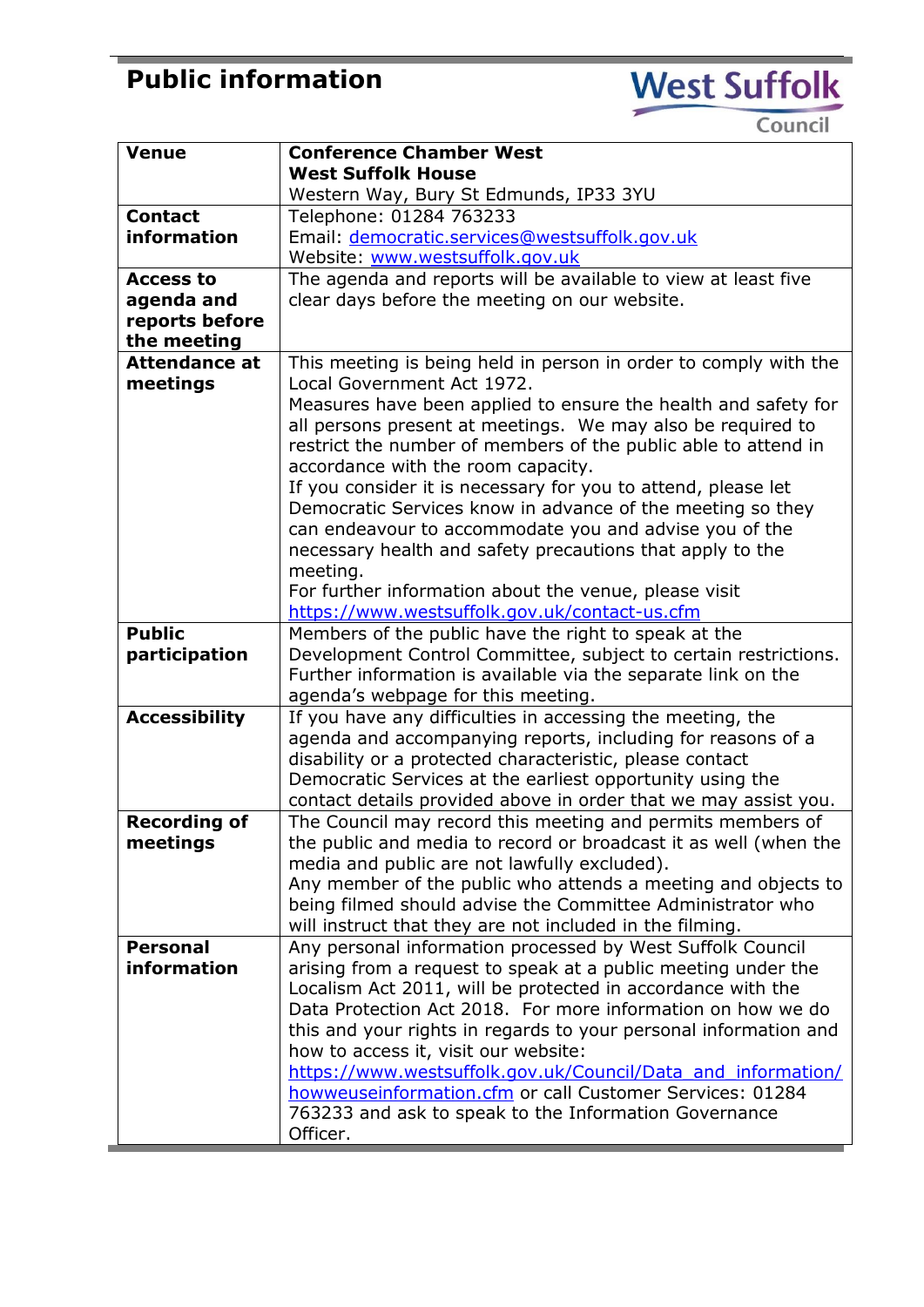# Public information

West Suffolk Council

| | |
|---|---|
| **Venue** | **Conference Chamber West**<br>**West Suffolk House**<br>Western Way, Bury St Edmunds, IP33 3YU |
| **Contact information** | Telephone: 01284 763233<br>Email: democratic.services@westsuffolk.gov.uk<br>Website: www.westsuffolk.gov.uk |
| **Access to agenda and reports before the meeting** | The agenda and reports will be available to view at least five clear days before the meeting on our website. |
| **Attendance at meetings** | This meeting is being held in person in order to comply with the Local Government Act 1972.<br>Measures have been applied to ensure the health and safety for all persons present at meetings. We may also be required to restrict the number of members of the public able to attend in accordance with the room capacity.<br>If you consider it is necessary for you to attend, please let Democratic Services know in advance of the meeting so they can endeavour to accommodate you and advise you of the necessary health and safety precautions that apply to the meeting.<br>For further information about the venue, please visit https://www.westsuffolk.gov.uk/contact-us.cfm |
| **Public participation** | Members of the public have the right to speak at the Development Control Committee, subject to certain restrictions. Further information is available via the separate link on the agenda's webpage for this meeting. |
| **Accessibility** | If you have any difficulties in accessing the meeting, the agenda and accompanying reports, including for reasons of a disability or a protected characteristic, please contact Democratic Services at the earliest opportunity using the contact details provided above in order that we may assist you. |
| **Recording of meetings** | The Council may record this meeting and permits members of the public and media to record or broadcast it as well (when the media and public are not lawfully excluded).<br>Any member of the public who attends a meeting and objects to being filmed should advise the Committee Administrator who will instruct that they are not included in the filming. |
| **Personal information** | Any personal information processed by West Suffolk Council arising from a request to speak at a public meeting under the Localism Act 2011, will be protected in accordance with the Data Protection Act 2018. For more information on how we do this and your rights in regards to your personal information and how to access it, visit our website: https://www.westsuffolk.gov.uk/Council/Data_and_information/howweuseinformation.cfm or call Customer Services: 01284 763233 and ask to speak to the Information Governance Officer. |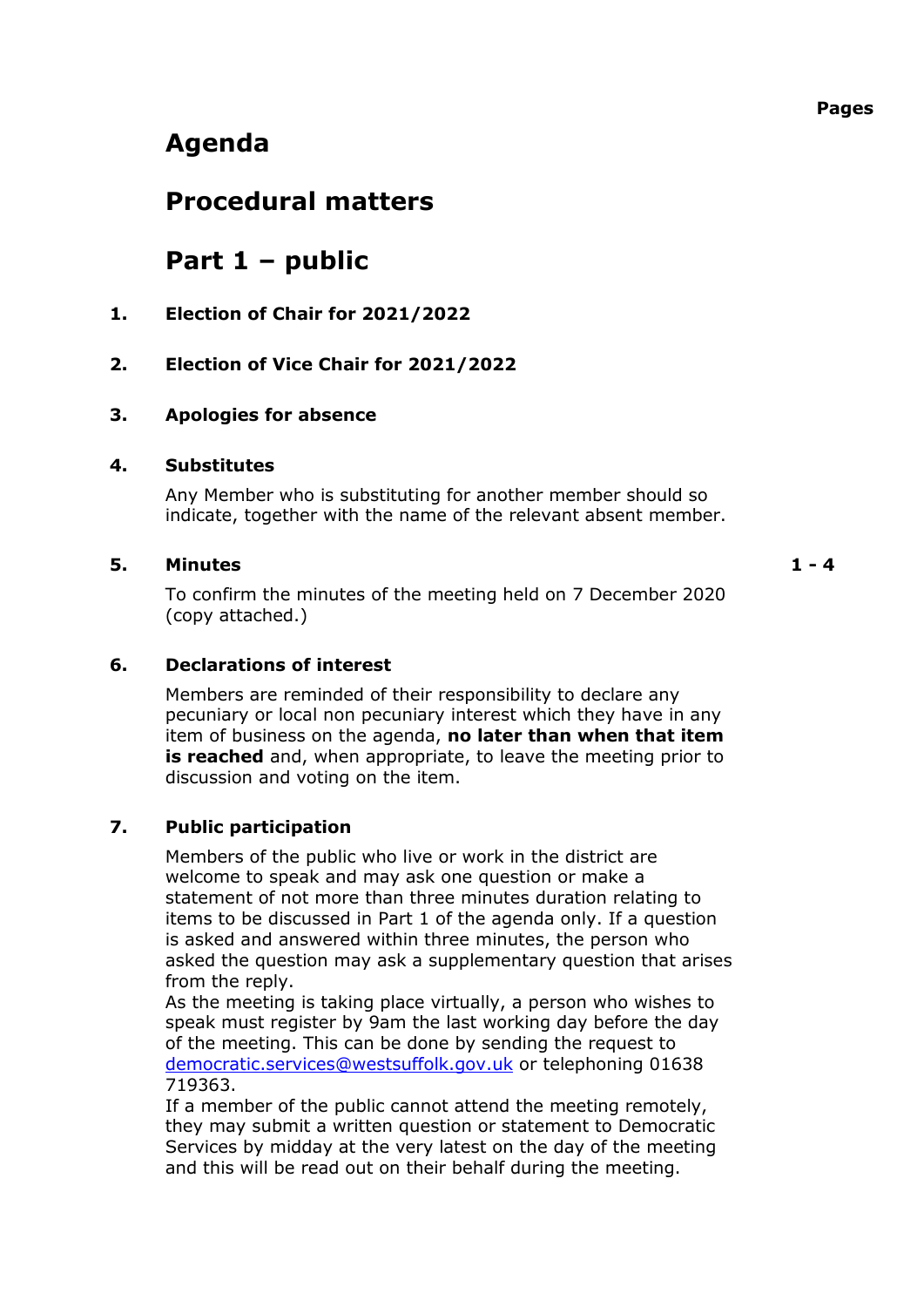**Pages**

# Agenda

## Procedural matters

## Part 1 – public

**1. Election of Chair for 2021/2022**

**2. Election of Vice Chair for 2021/2022**

**3. Apologies for absence**

**4. Substitutes**

Any Member who is substituting for another member should so indicate, together with the name of the relevant absent member.

**5. Minutes** **1 - 4**

To confirm the minutes of the meeting held on 7 December 2020 (copy attached.)

**6. Declarations of interest**

Members are reminded of their responsibility to declare any pecuniary or local non pecuniary interest which they have in any item of business on the agenda, **no later than when that item is reached** and, when appropriate, to leave the meeting prior to discussion and voting on the item.

**7. Public participation**

Members of the public who live or work in the district are welcome to speak and may ask one question or make a statement of not more than three minutes duration relating to items to be discussed in Part 1 of the agenda only. If a question is asked and answered within three minutes, the person who asked the question may ask a supplementary question that arises from the reply.

As the meeting is taking place virtually, a person who wishes to speak must register by 9am the last working day before the day of the meeting. This can be done by sending the request to democratic.services@westsuffolk.gov.uk or telephoning 01638 719363.

If a member of the public cannot attend the meeting remotely, they may submit a written question or statement to Democratic Services by midday at the very latest on the day of the meeting and this will be read out on their behalf during the meeting.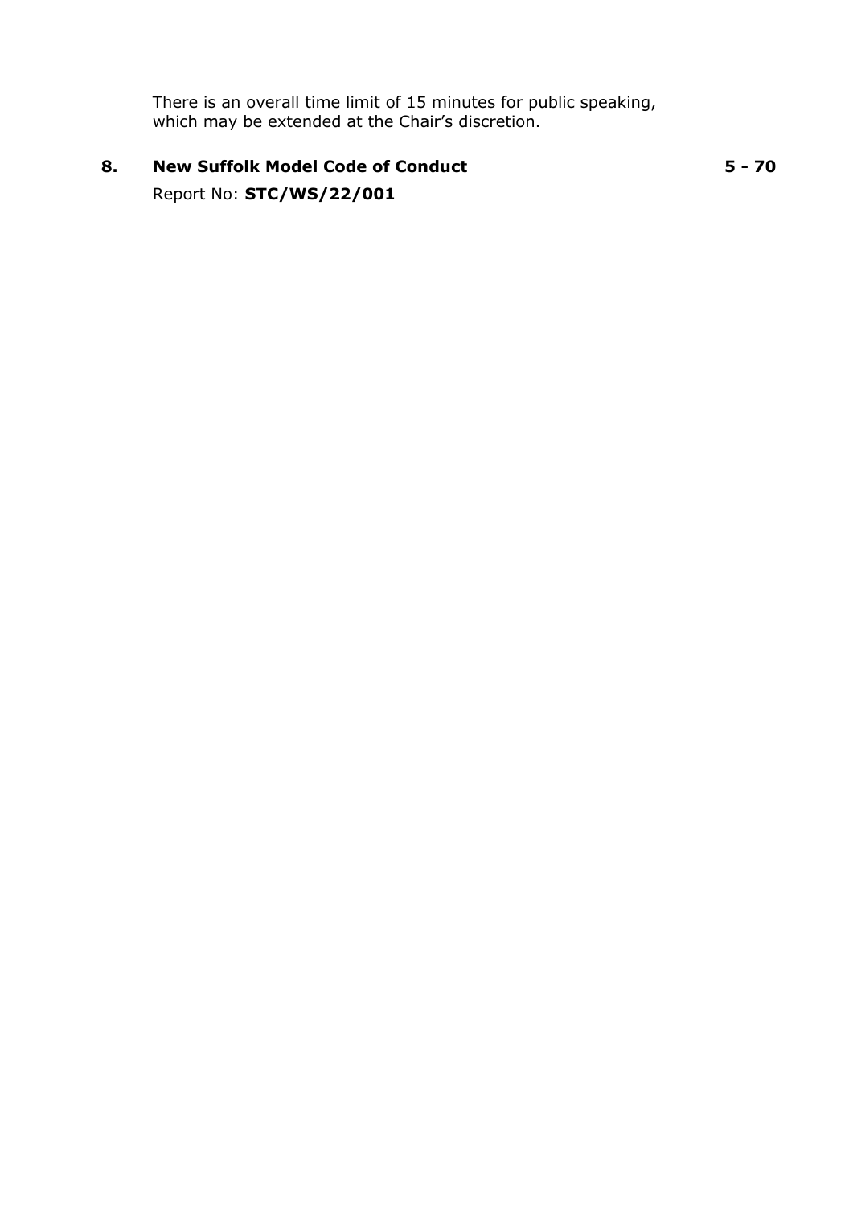There is an overall time limit of 15 minutes for public speaking, which may be extended at the Chair's discretion.

**8. New Suffolk Model Code of Conduct** **5 - 70**

Report No: **STC/WS/22/001**